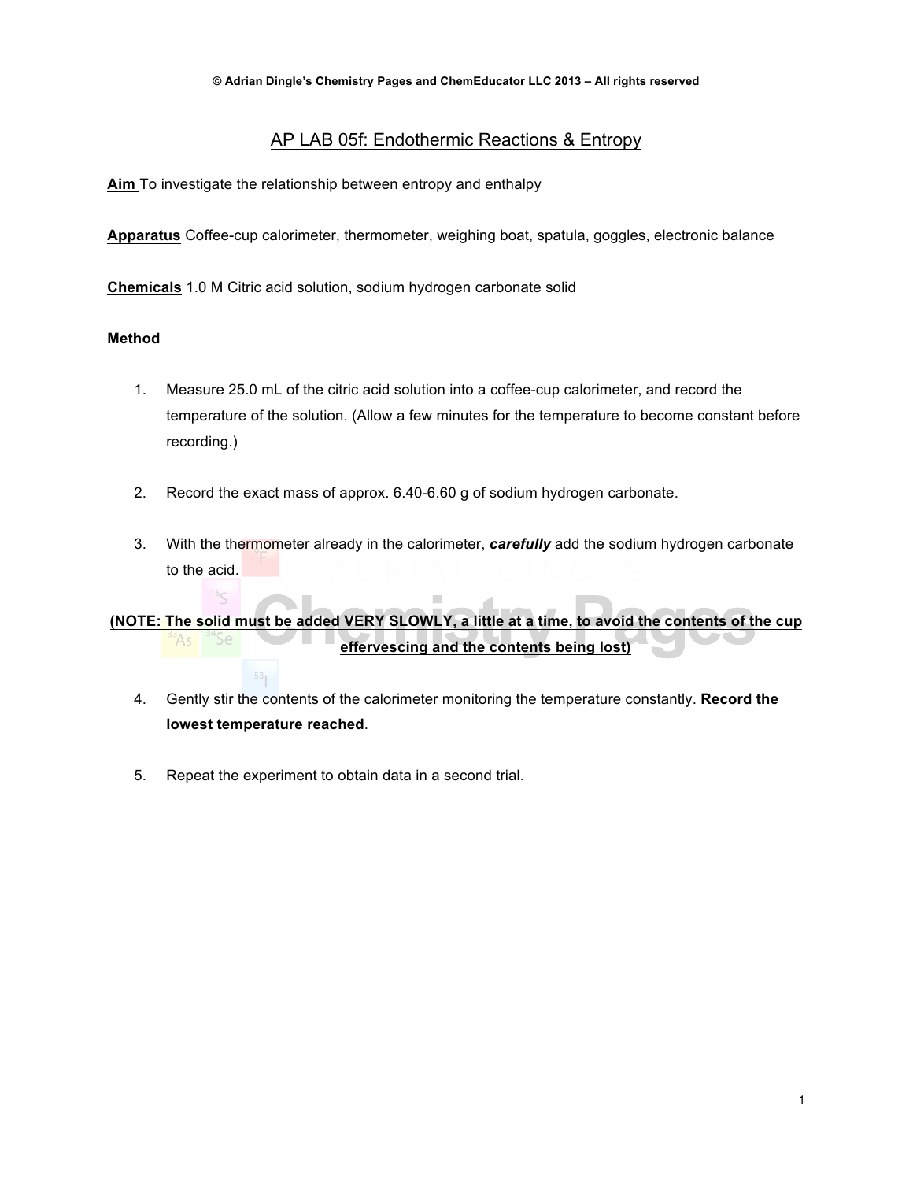# AP LAB 05f: Endothermic Reactions & Entropy

**Aim** To investigate the relationship between entropy and enthalpy

**Apparatus** Coffee-cup calorimeter, thermometer, weighing boat, spatula, goggles, electronic balance

**Chemicals** 1.0 M Citric acid solution, sodium hydrogen carbonate solid

**Method**

1. Measure 25.0 mL of the citric acid solution into a coffee-cup calorimeter, and record the temperature of the solution. (Allow a few minutes for the temperature to become constant before recording.)

2. Record the exact mass of approx. 6.40-6.60 g of sodium hydrogen carbonate.

3. With the thermometer already in the calorimeter, ***carefully*** add the sodium hydrogen carbonate to the acid.

**(NOTE: The solid must be added VERY SLOWLY, a little at a time, to avoid the contents of the cup effervescing and the contents being lost)**

4. Gently stir the contents of the calorimeter monitoring the temperature constantly. **Record the lowest temperature reached**.

5. Repeat the experiment to obtain data in a second trial.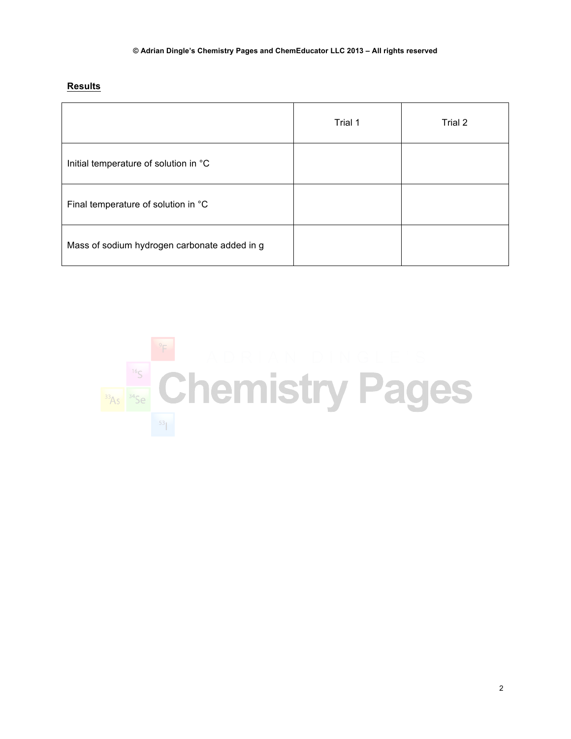**Results**

| | Trial 1 | Trial 2 |
|---|---|---|
| Initial temperature of solution in °C | | |
| Final temperature of solution in °C | | |
| Mass of sodium hydrogen carbonate added in g | | |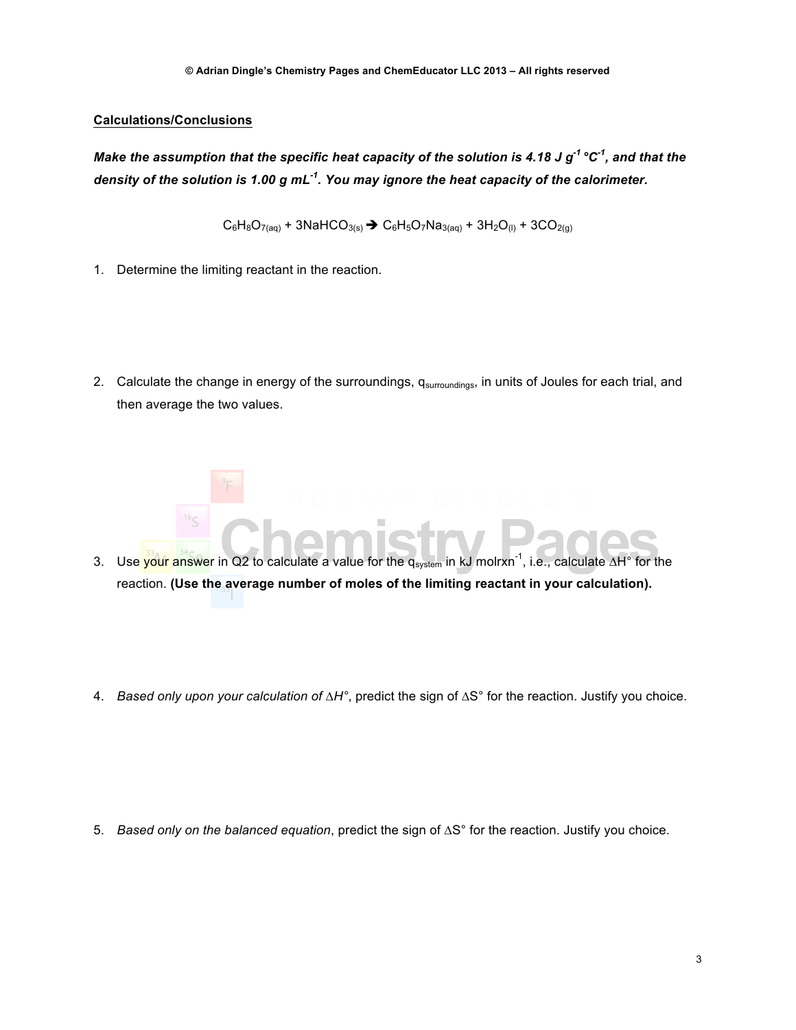**Calculations/Conclusions**

***Make the assumption that the specific heat capacity of the solution is 4.18 J $g^{-1}$ °$C^{-1}$, and that the density of the solution is 1.00 g $mL^{-1}$. You may ignore the heat capacity of the calorimeter.***

$$C_6H_8O_{7(aq)} + 3NaHCO_{3(s)} \rightarrow C_6H_5O_7Na_{3(aq)} + 3H_2O_{(l)} + 3CO_{2(g)}$$

1. Determine the limiting reactant in the reaction.

2. Calculate the change in energy of the surroundings, $q_{surroundings}$, in units of Joules for each trial, and then average the two values.

3. Use your answer in Q2 to calculate a value for the $q_{system}$ in kJ $molrxn^{-1}$, i.e., calculate ΔH° for the reaction. **(Use the average number of moles of the limiting reactant in your calculation).**

4. *Based only upon your calculation of ΔH°*, predict the sign of ΔS° for the reaction. Justify you choice.

5. *Based only on the balanced equation*, predict the sign of ΔS° for the reaction. Justify you choice.